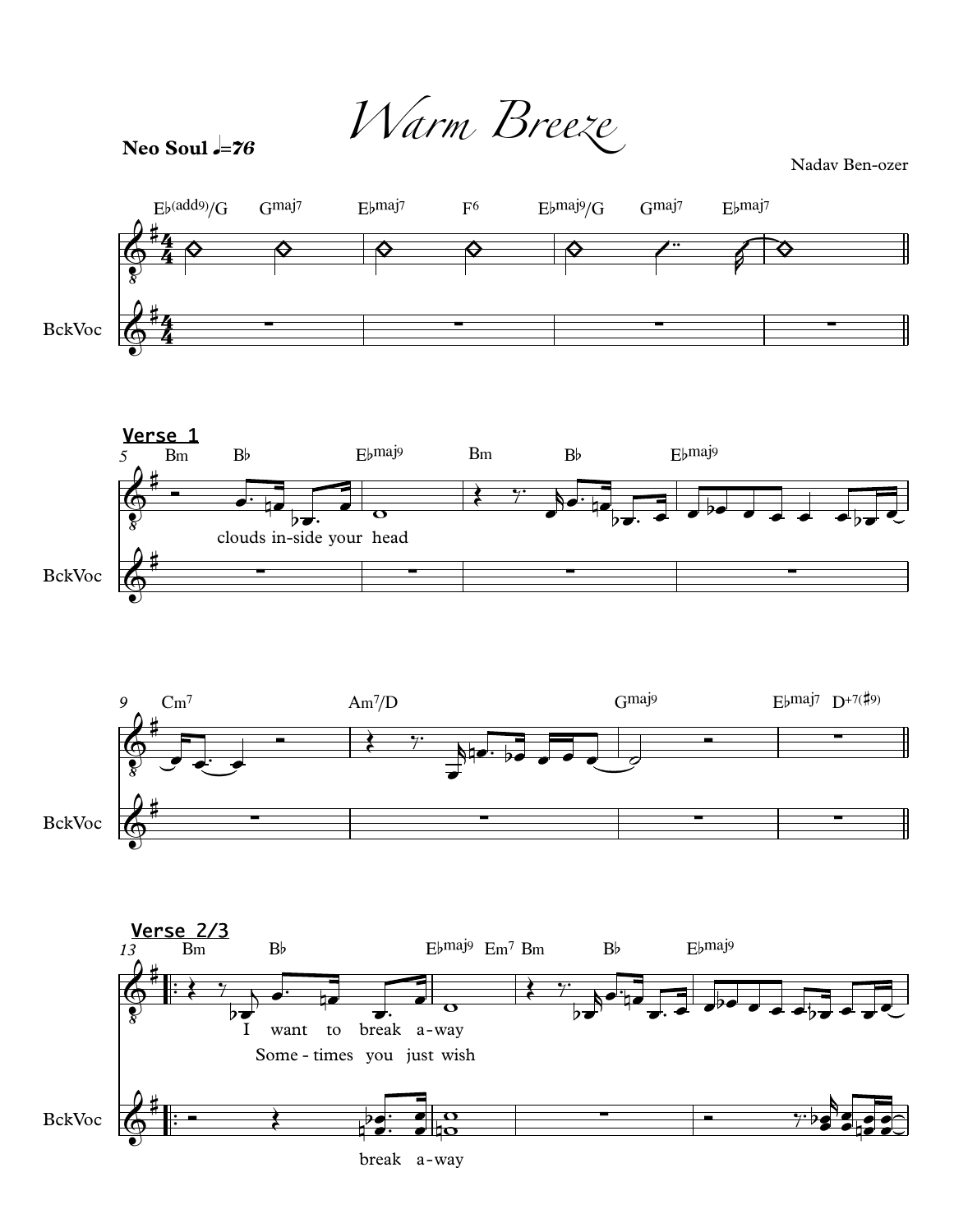# Warm Breeze

**Neo Soul** ♩=76

Nadav Ben-ozer

Eb(add9)/G  Gmaj7  Ebmaj7  F6  Ebmaj9/G  Gmaj7  Ebmaj7

BckVoc

**Verse 1**

5  Bm  Bb  Ebmaj9  Bm  Bb  Ebmaj9

clouds in-side your head

BckVoc

9  Cm7  Am7/D  Gmaj9  Ebmaj7  D+7(#9)

BckVoc

**Verse 2/3**

13  Bm  Bb  Ebmaj9  Em7  Bm  Bb  Ebmaj9

I want to break a-way

Some - times you just wish

BckVoc

break a-way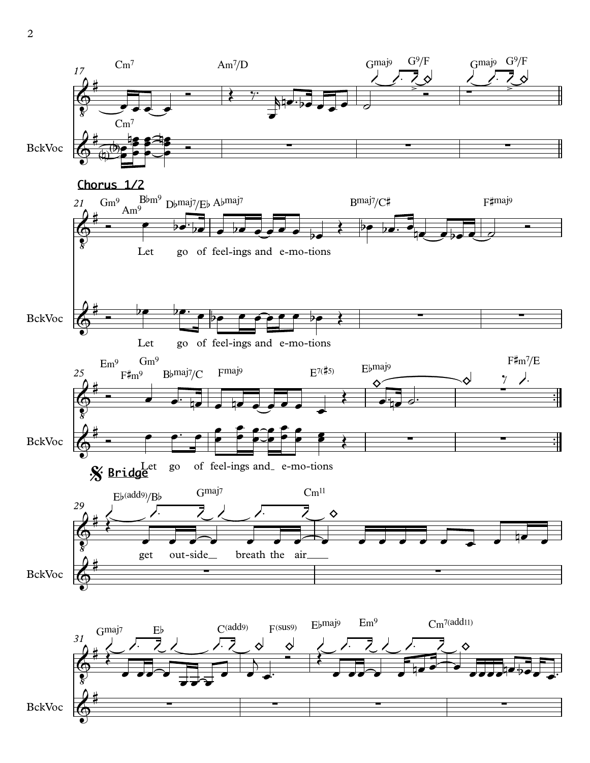## Chorus 1/2

Let go of feel-ings and e-mo-tions

Let go of feel-ings and e-mo-tions

Let go of feel-ings and e-mo-tions

## Bridge

get out-side breath the air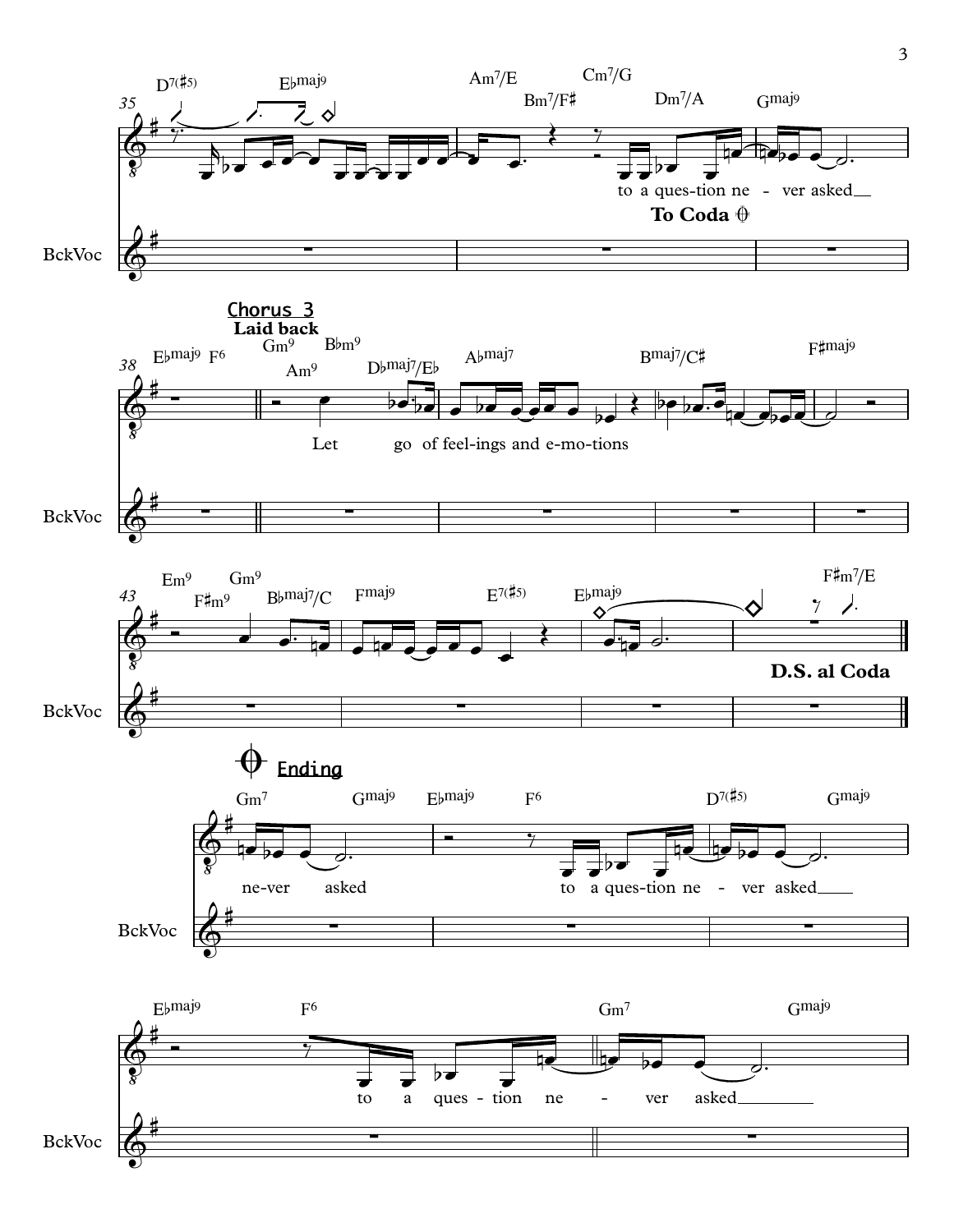## Chorus 3

**Laid back**

to a ques-tion ne - ver asked

**To Coda**

Let go of feel-ings and e-mo-tions

**D.S. al Coda**

## Ending

ne-ver asked

to a ques-tion ne - ver asked

to a ques - tion ne - ver asked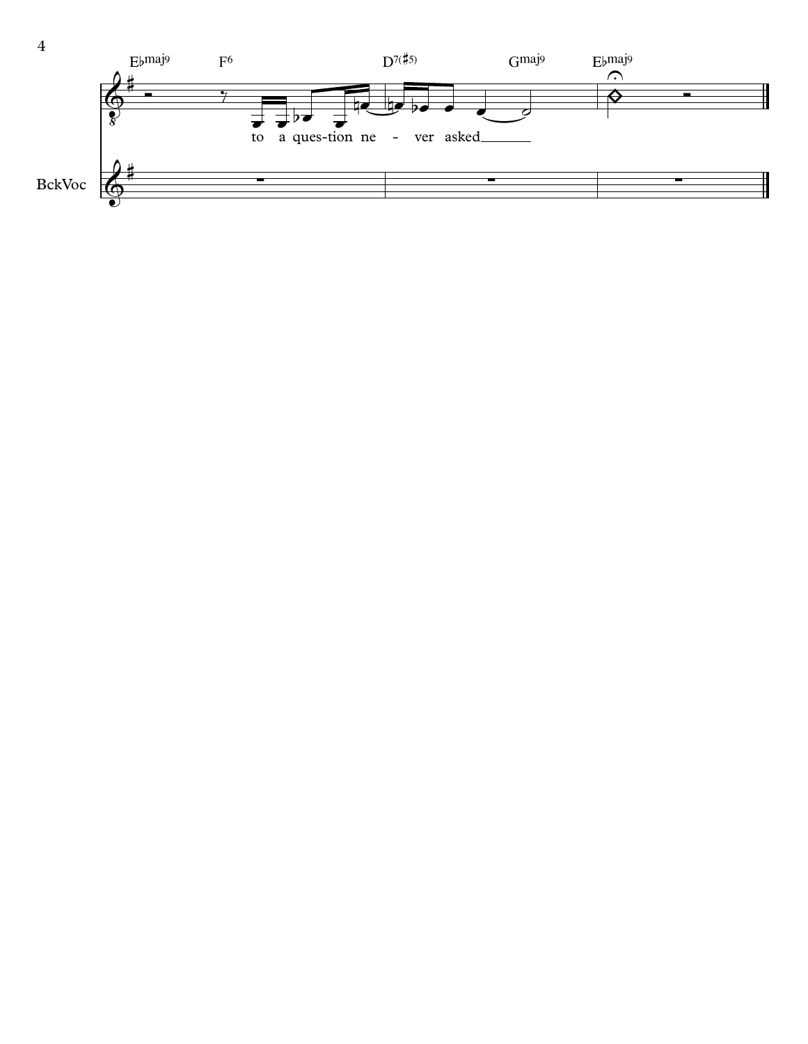Ebmaj9 F6 D7(#5) Gmaj9 Ebmaj9

to a ques-tion ne - ver asked

BckVoc